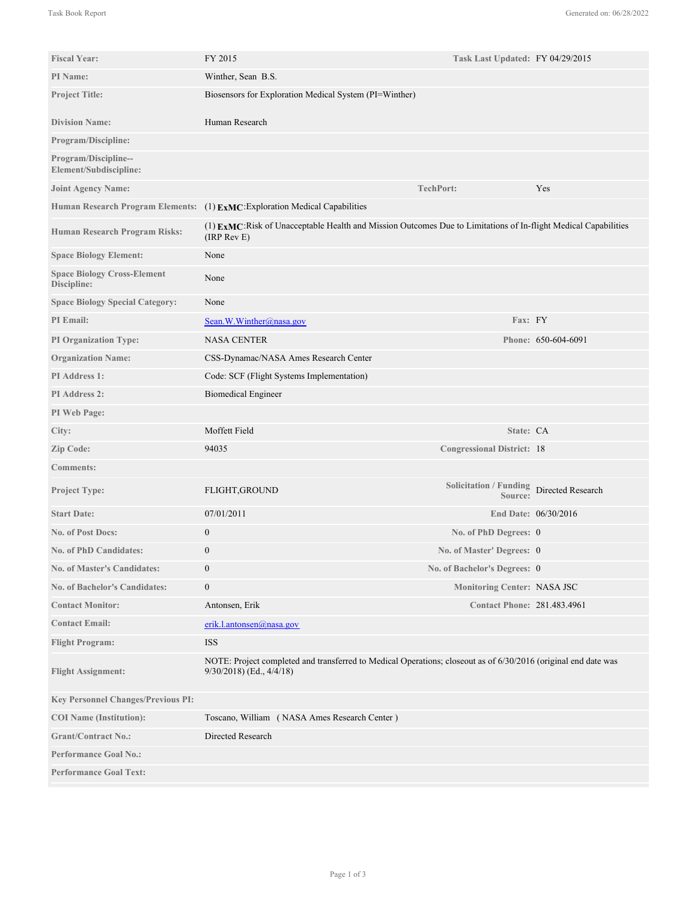| | | | |
|---|---|---|---|
| **Fiscal Year:** | FY 2015 | **Task Last Updated:** | FY 04/29/2015 |
| **PI Name:** | Winther, Sean B.S. | | |
| **Project Title:** | Biosensors for Exploration Medical System (PI=Winther) | | |
| **Division Name:** | Human Research | | |
| **Program/Discipline:** | | | |
| **Program/Discipline--Element/Subdiscipline:** | | | |
| **Joint Agency Name:** | | **TechPort:** | Yes |
| **Human Research Program Elements:** | (1) **ExMC**:Exploration Medical Capabilities | | |
| **Human Research Program Risks:** | (1) **ExMC**:Risk of Unacceptable Health and Mission Outcomes Due to Limitations of In-flight Medical Capabilities (IRP Rev E) | | |
| **Space Biology Element:** | None | | |
| **Space Biology Cross-Element Discipline:** | None | | |
| **Space Biology Special Category:** | None | | |
| **PI Email:** | Sean.W.Winther@nasa.gov | **Fax:** | FY |
| **PI Organization Type:** | NASA CENTER | **Phone:** | 650-604-6091 |
| **Organization Name:** | CSS-Dynamac/NASA Ames Research Center | | |
| **PI Address 1:** | Code: SCF (Flight Systems Implementation) | | |
| **PI Address 2:** | Biomedical Engineer | | |
| **PI Web Page:** | | | |
| **City:** | Moffett Field | **State:** | CA |
| **Zip Code:** | 94035 | **Congressional District:** | 18 |
| **Comments:** | | | |
| **Project Type:** | FLIGHT,GROUND | **Solicitation / Funding Source:** | Directed Research |
| **Start Date:** | 07/01/2011 | **End Date:** | 06/30/2016 |
| **No. of Post Docs:** | 0 | **No. of PhD Degrees:** | 0 |
| **No. of PhD Candidates:** | 0 | **No. of Master' Degrees:** | 0 |
| **No. of Master's Candidates:** | 0 | **No. of Bachelor's Degrees:** | 0 |
| **No. of Bachelor's Candidates:** | 0 | **Monitoring Center:** | NASA JSC |
| **Contact Monitor:** | Antonsen, Erik | **Contact Phone:** | 281.483.4961 |
| **Contact Email:** | erik.l.antonsen@nasa.gov | | |
| **Flight Program:** | ISS | | |
| **Flight Assignment:** | NOTE: Project completed and transferred to Medical Operations; closeout as of 6/30/2016 (original end date was 9/30/2018) (Ed., 4/4/18) | | |
| **Key Personnel Changes/Previous PI:** | | | |
| **COI Name (Institution):** | Toscano, William ( NASA Ames Research Center ) | | |
| **Grant/Contract No.:** | Directed Research | | |
| **Performance Goal No.:** | | | |
| **Performance Goal Text:** | | | |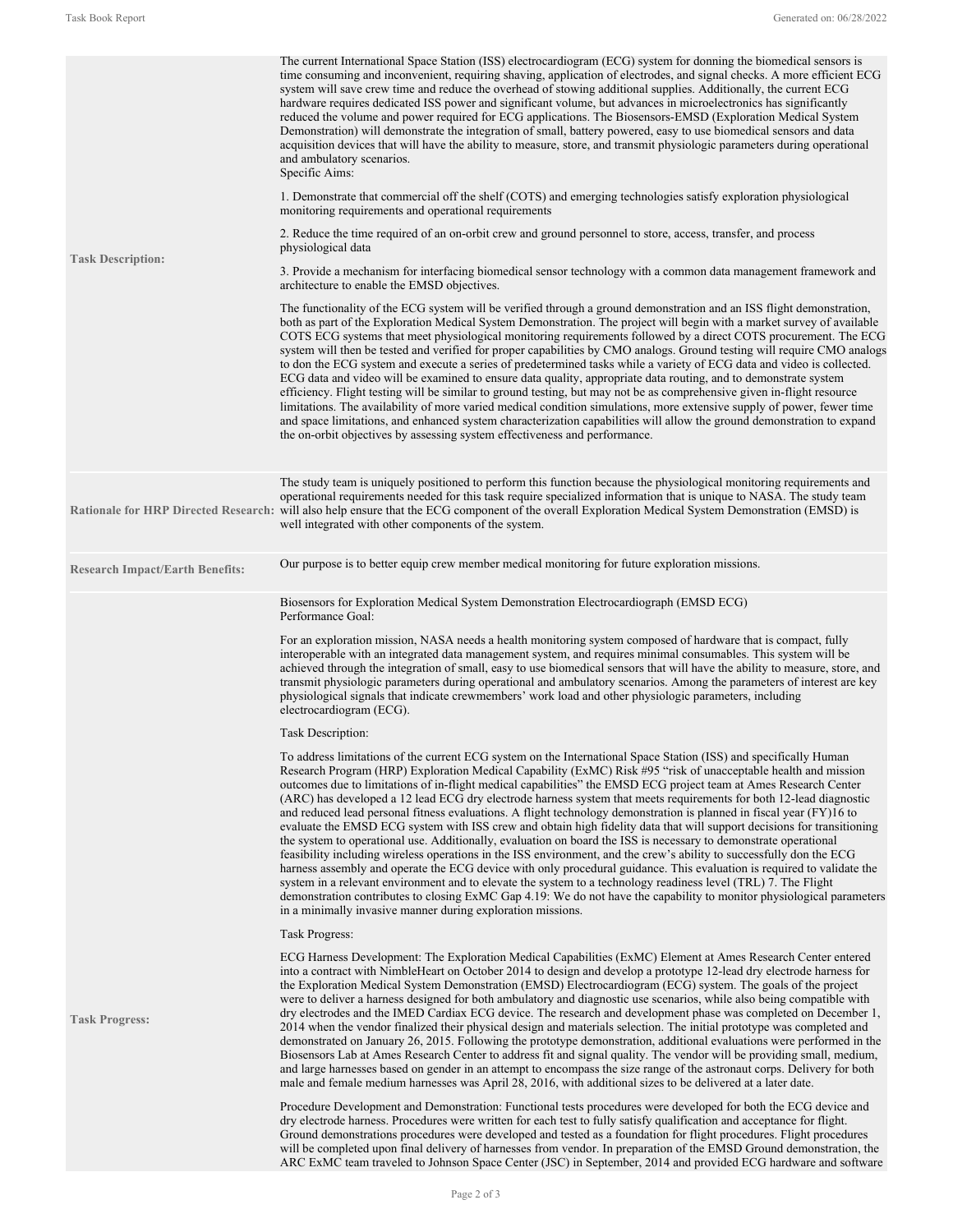**Task Description:**

The current International Space Station (ISS) electrocardiogram (ECG) system for donning the biomedical sensors is time consuming and inconvenient, requiring shaving, application of electrodes, and signal checks. A more efficient ECG system will save crew time and reduce the overhead of stowing additional supplies. Additionally, the current ECG hardware requires dedicated ISS power and significant volume, but advances in microelectronics has significantly reduced the volume and power required for ECG applications. The Biosensors-EMSD (Exploration Medical System Demonstration) will demonstrate the integration of small, battery powered, easy to use biomedical sensors and data acquisition devices that will have the ability to measure, store, and transmit physiologic parameters during operational and ambulatory scenarios.

Specific Aims:

1. Demonstrate that commercial off the shelf (COTS) and emerging technologies satisfy exploration physiological monitoring requirements and operational requirements

2. Reduce the time required of an on-orbit crew and ground personnel to store, access, transfer, and process physiological data

3. Provide a mechanism for interfacing biomedical sensor technology with a common data management framework and architecture to enable the EMSD objectives.

The functionality of the ECG system will be verified through a ground demonstration and an ISS flight demonstration, both as part of the Exploration Medical System Demonstration. The project will begin with a market survey of available COTS ECG systems that meet physiological monitoring requirements followed by a direct COTS procurement. The ECG system will then be tested and verified for proper capabilities by CMO analogs. Ground testing will require CMO analogs to don the ECG system and execute a series of predetermined tasks while a variety of ECG data and video is collected. ECG data and video will be examined to ensure data quality, appropriate data routing, and to demonstrate system efficiency. Flight testing will be similar to ground testing, but may not be as comprehensive given in-flight resource limitations. The availability of more varied medical condition simulations, more extensive supply of power, fewer time and space limitations, and enhanced system characterization capabilities will allow the ground demonstration to expand the on-orbit objectives by assessing system effectiveness and performance.

**Rationale for HRP Directed Research:**

The study team is uniquely positioned to perform this function because the physiological monitoring requirements and operational requirements needed for this task require specialized information that is unique to NASA. The study team will also help ensure that the ECG component of the overall Exploration Medical System Demonstration (EMSD) is well integrated with other components of the system.

**Research Impact/Earth Benefits:**

Our purpose is to better equip crew member medical monitoring for future exploration missions.

**Task Progress:**

Biosensors for Exploration Medical System Demonstration Electrocardiograph (EMSD ECG)
Performance Goal:

For an exploration mission, NASA needs a health monitoring system composed of hardware that is compact, fully interoperable with an integrated data management system, and requires minimal consumables. This system will be achieved through the integration of small, easy to use biomedical sensors that will have the ability to measure, store, and transmit physiologic parameters during operational and ambulatory scenarios. Among the parameters of interest are key physiological signals that indicate crewmembers' work load and other physiologic parameters, including electrocardiogram (ECG).

Task Description:

To address limitations of the current ECG system on the International Space Station (ISS) and specifically Human Research Program (HRP) Exploration Medical Capability (ExMC) Risk #95 "risk of unacceptable health and mission outcomes due to limitations of in-flight medical capabilities" the EMSD ECG project team at Ames Research Center (ARC) has developed a 12 lead ECG dry electrode harness system that meets requirements for both 12-lead diagnostic and reduced lead personal fitness evaluations. A flight technology demonstration is planned in fiscal year (FY)16 to evaluate the EMSD ECG system with ISS crew and obtain high fidelity data that will support decisions for transitioning the system to operational use. Additionally, evaluation on board the ISS is necessary to demonstrate operational feasibility including wireless operations in the ISS environment, and the crew's ability to successfully don the ECG harness assembly and operate the ECG device with only procedural guidance. This evaluation is required to validate the system in a relevant environment and to elevate the system to a technology readiness level (TRL) 7. The Flight demonstration contributes to closing ExMC Gap 4.19: We do not have the capability to monitor physiological parameters in a minimally invasive manner during exploration missions.

Task Progress:

ECG Harness Development: The Exploration Medical Capabilities (ExMC) Element at Ames Research Center entered into a contract with NimbleHeart on October 2014 to design and develop a prototype 12-lead dry electrode harness for the Exploration Medical System Demonstration (EMSD) Electrocardiogram (ECG) system. The goals of the project were to deliver a harness designed for both ambulatory and diagnostic use scenarios, while also being compatible with dry electrodes and the IMED Cardiax ECG device. The research and development phase was completed on December 1, 2014 when the vendor finalized their physical design and materials selection. The initial prototype was completed and demonstrated on January 26, 2015. Following the prototype demonstration, additional evaluations were performed in the Biosensors Lab at Ames Research Center to address fit and signal quality. The vendor will be providing small, medium, and large harnesses based on gender in an attempt to encompass the size range of the astronaut corps. Delivery for both male and female medium harnesses was April 28, 2016, with additional sizes to be delivered at a later date.

Procedure Development and Demonstration: Functional tests procedures were developed for both the ECG device and dry electrode harness. Procedures were written for each test to fully satisfy qualification and acceptance for flight. Ground demonstrations procedures were developed and tested as a foundation for flight procedures. Flight procedures will be completed upon final delivery of harnesses from vendor. In preparation of the EMSD Ground demonstration, the ARC ExMC team traveled to Johnson Space Center (JSC) in September, 2014 and provided ECG hardware and software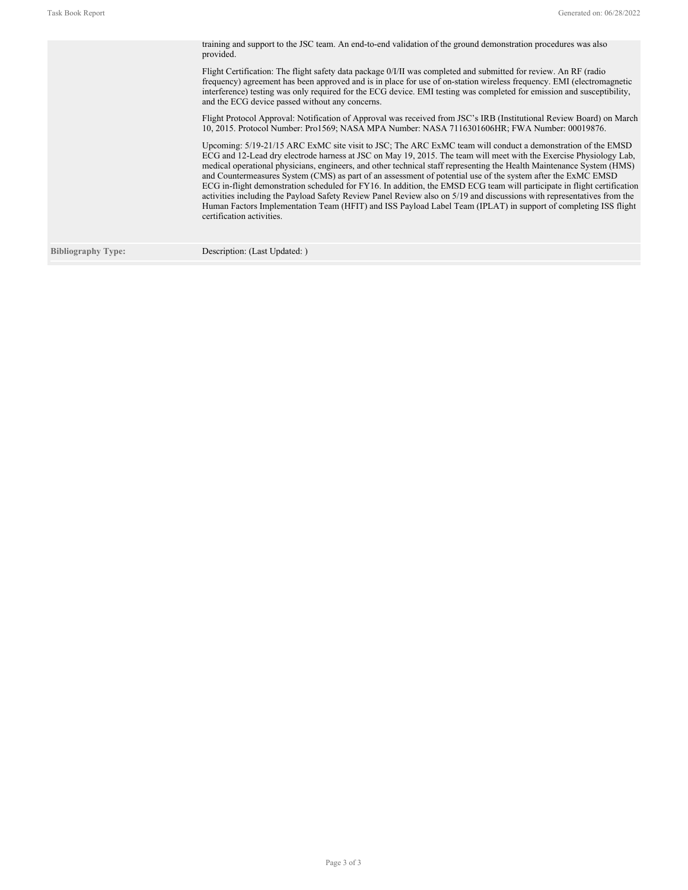training and support to the JSC team. An end-to-end validation of the ground demonstration procedures was also provided.

Flight Certification: The flight safety data package 0/I/II was completed and submitted for review. An RF (radio frequency) agreement has been approved and is in place for use of on-station wireless frequency. EMI (electromagnetic interference) testing was only required for the ECG device. EMI testing was completed for emission and susceptibility, and the ECG device passed without any concerns.

Flight Protocol Approval: Notification of Approval was received from JSC's IRB (Institutional Review Board) on March 10, 2015. Protocol Number: Pro1569; NASA MPA Number: NASA 7116301606HR; FWA Number: 00019876.

Upcoming: 5/19-21/15 ARC ExMC site visit to JSC; The ARC ExMC team will conduct a demonstration of the EMSD ECG and 12-Lead dry electrode harness at JSC on May 19, 2015. The team will meet with the Exercise Physiology Lab, medical operational physicians, engineers, and other technical staff representing the Health Maintenance System (HMS) and Countermeasures System (CMS) as part of an assessment of potential use of the system after the ExMC EMSD ECG in-flight demonstration scheduled for FY16. In addition, the EMSD ECG team will participate in flight certification activities including the Payload Safety Review Panel Review also on 5/19 and discussions with representatives from the Human Factors Implementation Team (HFIT) and ISS Payload Label Team (IPLAT) in support of completing ISS flight certification activities.

**Bibliography Type:** Description: (Last Updated: )